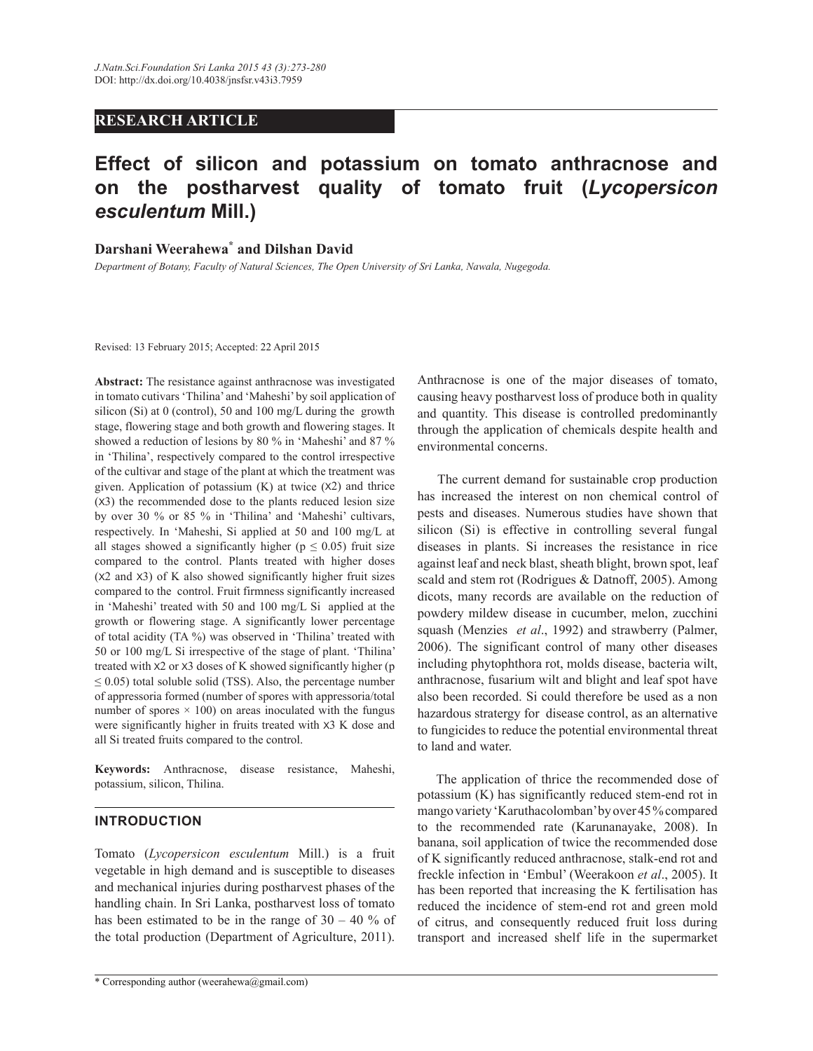RESEARCH ARTICLE

# Effect of silicon and potassium on tomato anthracnose and on the postharvest quality of tomato fruit (*Lycopersicon esculentum* Mill.)

**Darshani Weerahewa[*] and Dilshan David**

*Department of Botany, Faculty of Natural Sciences, The Open University of Sri Lanka, Nawala, Nugegoda.*

Revised: 13 February 2015; Accepted: 22 April 2015

**Abstract:** The resistance against anthracnose was investigated in tomato cutivars 'Thilina' and 'Maheshi' by soil application of silicon (Si) at 0 (control), 50 and 100 mg/L during the growth stage, flowering stage and both growth and flowering stages. It showed a reduction of lesions by 80 % in 'Maheshi' and 87 % in 'Thilina', respectively compared to the control irrespective of the cultivar and stage of the plant at which the treatment was given. Application of potassium (K) at twice (X2) and thrice (X3) the recommended dose to the plants reduced lesion size by over 30 % or 85 % in 'Thilina' and 'Maheshi' cultivars, respectively. In 'Maheshi, Si applied at 50 and 100 mg/L at all stages showed a significantly higher ($p \leq 0.05$) fruit size compared to the control. Plants treated with higher doses (X2 and X3) of K also showed significantly higher fruit sizes compared to the control. Fruit firmness significantly increased in 'Maheshi' treated with 50 and 100 mg/L Si applied at the growth or flowering stage. A significantly lower percentage of total acidity (TA %) was observed in 'Thilina' treated with 50 or 100 mg/L Si irrespective of the stage of plant. 'Thilina' treated with X2 or X3 doses of K showed significantly higher ($p \leq 0.05$) total soluble solid (TSS). Also, the percentage number of appressoria formed (number of spores with appressoria/total number of spores $\times$ 100) on areas inoculated with the fungus were significantly higher in fruits treated with X3 K dose and all Si treated fruits compared to the control.

**Keywords:** Anthracnose, disease resistance, Maheshi, potassium, silicon, Thilina.

## INTRODUCTION

Tomato (*Lycopersicon esculentum* Mill.) is a fruit vegetable in high demand and is susceptible to diseases and mechanical injuries during postharvest phases of the handling chain. In Sri Lanka, postharvest loss of tomato has been estimated to be in the range of 30 – 40 % of the total production (Department of Agriculture, 2011). Anthracnose is one of the major diseases of tomato, causing heavy postharvest loss of produce both in quality and quantity. This disease is controlled predominantly through the application of chemicals despite health and environmental concerns.

The current demand for sustainable crop production has increased the interest on non chemical control of pests and diseases. Numerous studies have shown that silicon (Si) is effective in controlling several fungal diseases in plants. Si increases the resistance in rice against leaf and neck blast, sheath blight, brown spot, leaf scald and stem rot (Rodrigues & Datnoff, 2005). Among dicots, many records are available on the reduction of powdery mildew disease in cucumber, melon, zucchini squash (Menzies *et al*., 1992) and strawberry (Palmer, 2006). The significant control of many other diseases including phytophthora rot, molds disease, bacteria wilt, anthracnose, fusarium wilt and blight and leaf spot have also been recorded. Si could therefore be used as a non hazardious strartergy for disease control, as an alternative to fungicides to reduce the potential environmental threat to land and water.

The application of thrice the recommended dose of potassium (K) has significantly reduced stem-end rot in mango variety 'Karuthacolomban' by over 45 % compared to the recommended rate (Karunanayake, 2008). In banana, soil application of twice the recommended dose of K significantly reduced anthracnose, stalk-end rot and freckle infection in 'Embul' (Weerakoon *et al*., 2005). It has been reported that increasing the K fertilisation has reduced the incidence of stem-end rot and green mold of citrus, and consequently reduced fruit loss during transport and increased shelf life in the supermarket

[*] Corresponding author (weerahewa@gmail.com)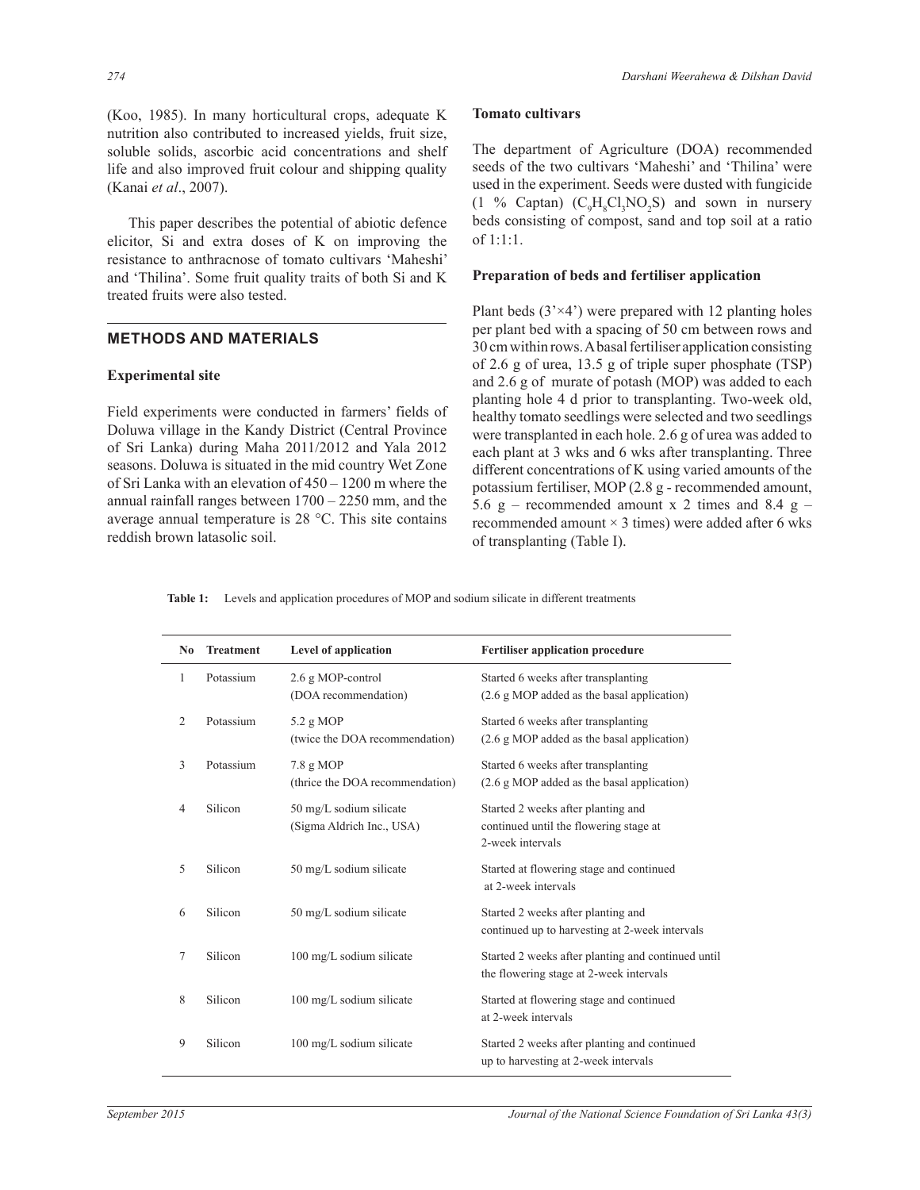(Koo, 1985). In many horticultural crops, adequate K nutrition also contributed to increased yields, fruit size, soluble solids, ascorbic acid concentrations and shelf life and also improved fruit colour and shipping quality (Kanai *et al*., 2007).

This paper describes the potential of abiotic defence elicitor, Si and extra doses of K on improving the resistance to anthracnose of tomato cultivars 'Maheshi' and 'Thilina'. Some fruit quality traits of both Si and K treated fruits were also tested.

## METHODS AND MATERIALS

### Experimental site

Field experiments were conducted in farmers' fields of Doluwa village in the Kandy District (Central Province of Sri Lanka) during Maha 2011/2012 and Yala 2012 seasons. Doluwa is situated in the mid country Wet Zone of Sri Lanka with an elevation of 450 – 1200 m where the annual rainfall ranges between 1700 – 2250 mm, and the average annual temperature is 28 °C. This site contains reddish brown latasolic soil.

### Tomato cultivars

The department of Agriculture (DOA) recommended seeds of the two cultivars 'Maheshi' and 'Thilina' were used in the experiment. Seeds were dusted with fungicide (1 % Captan) ($C_9H_8Cl_3NO_2S$) and sown in nursery beds consisting of compost, sand and top soil at a ratio of 1:1:1.

### Preparation of beds and fertiliser application

Plant beds (3'×4') were prepared with 12 planting holes per plant bed with a spacing of 50 cm between rows and 30 cm within rows. A basal fertiliser application consisting of 2.6 g of urea, 13.5 g of triple super phosphate (TSP) and 2.6 g of murate of potash (MOP) was added to each planting hole 4 d prior to transplanting. Two-week old, healthy tomato seedlings were selected and two seedlings were transplanted in each hole. 2.6 g of urea was added to each plant at 3 wks and 6 wks after transplanting. Three different concentrations of K using varied amounts of the potassium fertiliser, MOP (2.8 g - recommended amount, 5.6 g – recommended amount x 2 times and 8.4 g – recommended amount × 3 times) were added after 6 wks of transplanting (Table I).

**Table 1:** Levels and application procedures of MOP and sodium silicate in different treatments

| No | Treatment | Level of application | Fertiliser application procedure |
|---|---|---|---|
| 1 | Potassium | 2.6 g MOP-control (DOA recommendation) | Started 6 weeks after transplanting (2.6 g MOP added as the basal application) |
| 2 | Potassium | 5.2 g MOP (twice the DOA recommendation) | Started 6 weeks after transplanting (2.6 g MOP added as the basal application) |
| 3 | Potassium | 7.8 g MOP (thrice the DOA recommendation) | Started 6 weeks after transplanting (2.6 g MOP added as the basal application) |
| 4 | Silicon | 50 mg/L sodium silicate (Sigma Aldrich Inc., USA) | Started 2 weeks after planting and continued until the flowering stage at 2-week intervals |
| 5 | Silicon | 50 mg/L sodium silicate | Started at flowering stage and continued at 2-week intervals |
| 6 | Silicon | 50 mg/L sodium silicate | Started 2 weeks after planting and continued up to harvesting at 2-week intervals |
| 7 | Silicon | 100 mg/L sodium silicate | Started 2 weeks after planting and continued until the flowering stage at 2-week intervals |
| 8 | Silicon | 100 mg/L sodium silicate | Started at flowering stage and continued at 2-week intervals |
| 9 | Silicon | 100 mg/L sodium silicate | Started 2 weeks after planting and continued up to harvesting at 2-week intervals |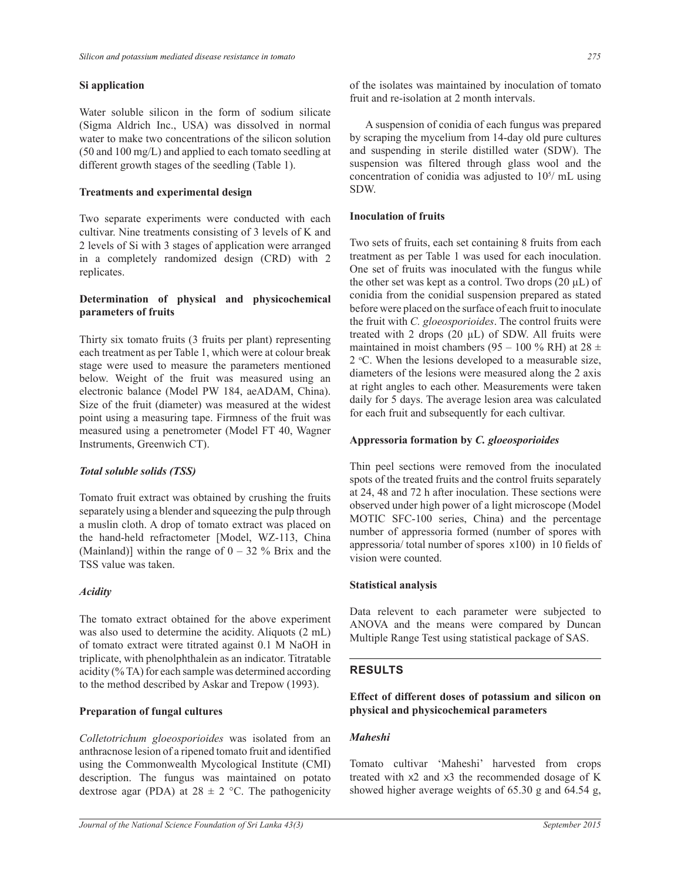### Si application

Water soluble silicon in the form of sodium silicate (Sigma Aldrich Inc., USA) was dissolved in normal water to make two concentrations of the silicon solution (50 and 100 mg/L) and applied to each tomato seedling at different growth stages of the seedling (Table 1).

### Treatments and experimental design

Two separate experiments were conducted with each cultivar. Nine treatments consisting of 3 levels of K and 2 levels of Si with 3 stages of application were arranged in a completely randomized design (CRD) with 2 replicates.

### Determination of physical and physicochemical parameters of fruits

Thirty six tomato fruits (3 fruits per plant) representing each treatment as per Table 1, which were at colour break stage were used to measure the parameters mentioned below. Weight of the fruit was measured using an electronic balance (Model PW 184, aeADAM, China). Size of the fruit (diameter) was measured at the widest point using a measuring tape. Firmness of the fruit was measured using a penetrometer (Model FT 40, Wagner Instruments, Greenwich CT).

#### *Total soluble solids (TSS)*

Tomato fruit extract was obtained by crushing the fruits separately using a blender and squeezing the pulp through a muslin cloth. A drop of tomato extract was placed on the hand-held refractometer [Model, WZ-113, China (Mainland)] within the range of 0 – 32 % Brix and the TSS value was taken.

#### *Acidity*

The tomato extract obtained for the above experiment was also used to determine the acidity. Aliquots (2 mL) of tomato extract were titrated against 0.1 M NaOH in triplicate, with phenolphthalein as an indicator. Titratable acidity (% TA) for each sample was determined according to the method described by Askar and Trepow (1993).

### Preparation of fungal cultures

*Colletotrichum gloeosporioides* was isolated from an anthracnose lesion of a ripened tomato fruit and identified using the Commonwealth Mycological Institute (CMI) description. The fungus was maintained on potato dextrose agar (PDA) at 28 ± 2 °C. The pathogenicity of the isolates was maintained by inoculation of tomato fruit and re-isolation at 2 month intervals.

A suspension of conidia of each fungus was prepared by scraping the mycelium from 14-day old pure cultures and suspending in sterile distilled water (SDW). The suspension was filtered through glass wool and the concentration of conidia was adjusted to $10^5$/ mL using SDW.

### Inoculation of fruits

Two sets of fruits, each set containing 8 fruits from each treatment as per Table 1 was used for each inoculation. One set of fruits was inoculated with the fungus while the other set was kept as a control. Two drops (20 µL) of conidia from the conidial suspension prepared as stated before were placed on the surface of each fruit to inoculate the fruit with *C. gloeosporioides*. The control fruits were treated with 2 drops (20 µL) of SDW. All fruits were maintained in moist chambers (95 – 100 % RH) at 28 ± 2 °C. When the lesions developed to a measurable size, diameters of the lesions were measured along the 2 axis at right angles to each other. Measurements were taken daily for 5 days. The average lesion area was calculated for each fruit and subsequently for each cultivar.

### Appressoria formation by *C. gloeosporioides*

Thin peel sections were removed from the inoculated spots of the treated fruits and the control fruits separately at 24, 48 and 72 h after inoculation. These sections were observed under high power of a light microscope (Model MOTIC SFC-100 series, China) and the percentage number of appressoria formed (number of spores with appressoria/ total number of spores x100) in 10 fields of vision were counted.

### Statistical analysis

Data relevent to each parameter were subjected to ANOVA and the means were compared by Duncan Multiple Range Test using statistical package of SAS.

## RESULTS

### Effect of different doses of potassium and silicon on physical and physicochemical parameters

#### *Maheshi*

Tomato cultivar 'Maheshi' harvested from crops treated with x2 and x3 the recommended dosage of K showed higher average weights of 65.30 g and 64.54 g,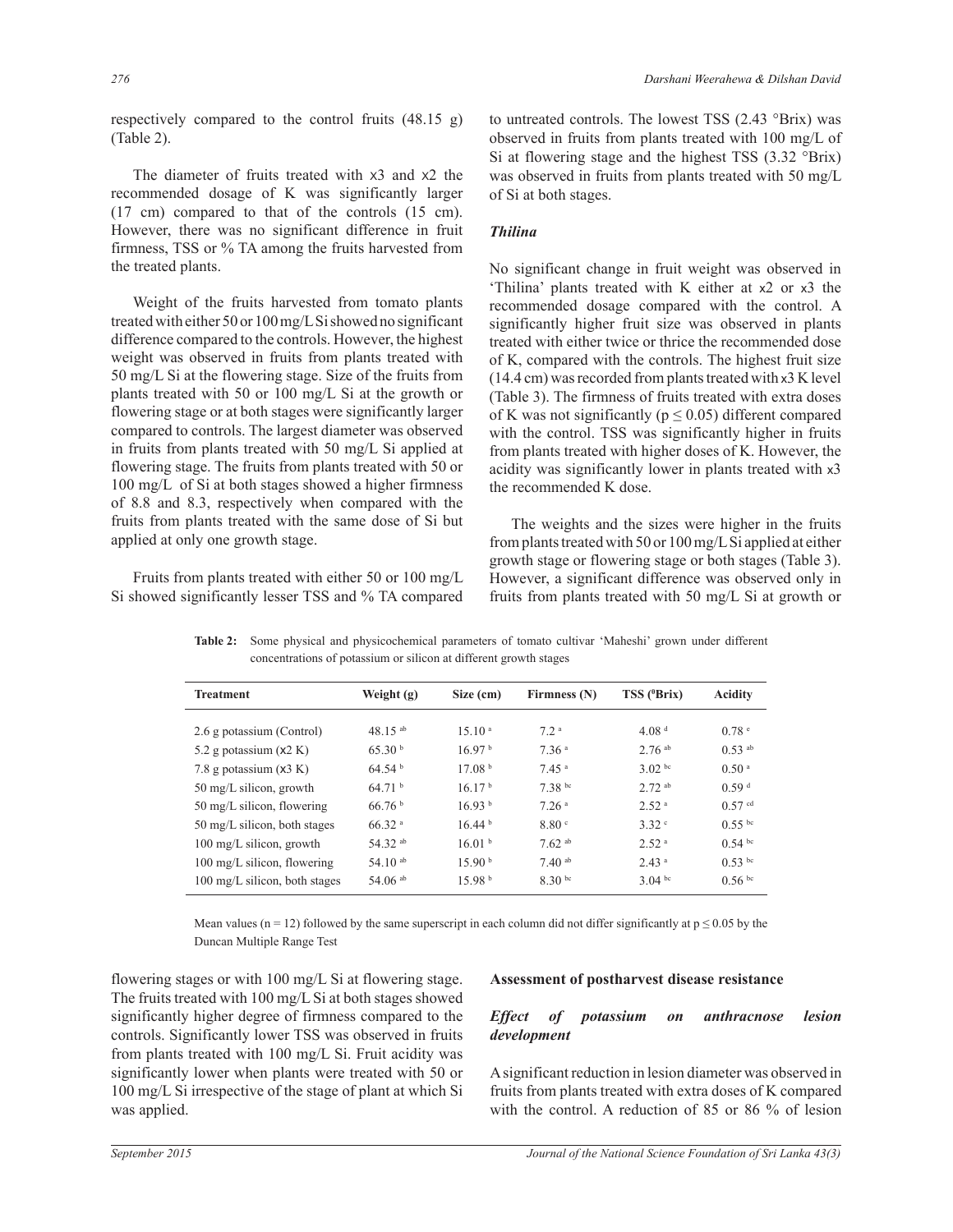respectively compared to the control fruits (48.15 g) (Table 2).

The diameter of fruits treated with x3 and x2 the recommended dosage of K was significantly larger (17 cm) compared to that of the controls (15 cm). However, there was no significant difference in fruit firmness, TSS or % TA among the fruits harvested from the treated plants.

Weight of the fruits harvested from tomato plants treated with either 50 or 100 mg/L Si showed no significant difference compared to the controls. However, the highest weight was observed in fruits from plants treated with 50 mg/L Si at the flowering stage. Size of the fruits from plants treated with 50 or 100 mg/L Si at the growth or flowering stage or at both stages were significantly larger compared to controls. The largest diameter was observed in fruits from plants treated with 50 mg/L Si applied at flowering stage. The fruits from plants treated with 50 or 100 mg/L of Si at both stages showed a higher firmness of 8.8 and 8.3, respectively when compared with the fruits from plants treated with the same dose of Si but applied at only one growth stage.

Fruits from plants treated with either 50 or 100 mg/L Si showed significantly lesser TSS and % TA compared to untreated controls. The lowest TSS (2.43 °Brix) was observed in fruits from plants treated with 100 mg/L of Si at flowering stage and the highest TSS (3.32 °Brix) was observed in fruits from plants treated with 50 mg/L of Si at both stages.

### *Thilina*

No significant change in fruit weight was observed in 'Thilina' plants treated with K either at x2 or x3 the recommended dosage compared with the control. A significantly higher fruit size was observed in plants treated with either twice or thrice the recommended dose of K, compared with the controls. The highest fruit size (14.4 cm) was recorded from plants treated with x3 K level (Table 3). The firmness of fruits treated with extra doses of K was not significantly ($p \leq 0.05$) different compared with the control. TSS was significantly higher in fruits from plants treated with higher doses of K. However, the acidity was significantly lower in plants treated with x3 the recommended K dose.

The weights and the sizes were higher in the fruits from plants treated with 50 or 100 mg/L Si applied at either growth stage or flowering stage or both stages (Table 3). However, a significant difference was observed only in fruits from plants treated with 50 mg/L Si at growth or flowering stages or with 100 mg/L Si at flowering stage. The fruits treated with 100 mg/L Si at both stages showed significantly higher degree of firmness compared to the controls. Significantly lower TSS was observed in fruits from plants treated with 100 mg/L Si. Fruit acidity was significantly lower when plants were treated with 50 or 100 mg/L Si irrespective of the stage of plant at which Si was applied.

**Table 2:** Some physical and physicochemical parameters of tomato cultivar 'Maheshi' grown under different concentrations of potassium or silicon at different growth stages

| Treatment | Weight (g) | Size (cm) | Firmness (N) | TSS (°Brix) | Acidity |
|---|---|---|---|---|---|
| 2.6 g potassium (Control) | 48.15 [ab] | 15.10 [a] | 7.2 [a] | 4.08 [d] | 0.78 [e] |
| 5.2 g potassium (x2 K) | 65.30 [b] | 16.97 [b] | 7.36 [a] | 2.76 [ab] | 0.53 [ab] |
| 7.8 g potassium (x3 K) | 64.54 [b] | 17.08 [b] | 7.45 [a] | 3.02 [bc] | 0.50 [a] |
| 50 mg/L silicon, growth | 64.71 [b] | 16.17 [b] | 7.38 [bc] | 2.72 [ab] | 0.59 [d] |
| 50 mg/L silicon, flowering | 66.76 [b] | 16.93 [b] | 7.26 [a] | 2.52 [a] | 0.57 [cd] |
| 50 mg/L silicon, both stages | 66.32 [a] | 16.44 [b] | 8.80 [c] | 3.32 [c] | 0.55 [bc] |
| 100 mg/L silicon, growth | 54.32 [ab] | 16.01 [b] | 7.62 [ab] | 2.52 [a] | 0.54 [bc] |
| 100 mg/L silicon, flowering | 54.10 [ab] | 15.90 [b] | 7.40 [ab] | 2.43 [a] | 0.53 [bc] |
| 100 mg/L silicon, both stages | 54.06 [ab] | 15.98 [b] | 8.30 [bc] | 3.04 [bc] | 0.56 [bc] |

Mean values ($n = 12$) followed by the same superscript in each column did not differ significantly at $p \leq 0.05$ by the Duncan Multiple Range Test

## Assessment of postharvest disease resistance

### *Effect of potassium on anthracnose lesion development*

A significant reduction in lesion diameter was observed in fruits from plants treated with extra doses of K compared with the control. A reduction of 85 or 86 % of lesion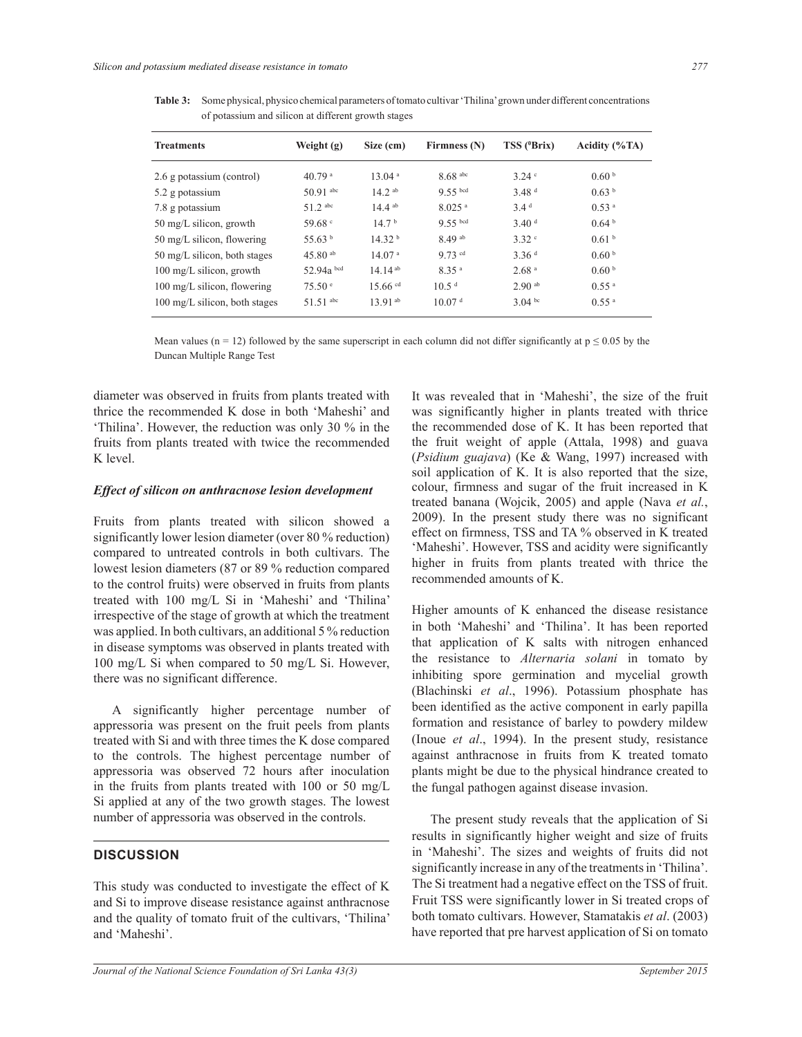**Table 3:** Some physical, physico chemical parameters of tomato cultivar 'Thilina' grown under different concentrations of potassium and silicon at different growth stages

| Treatments | Weight (g) | Size (cm) | Firmness (N) | TSS (ºBrix) | Acidity (%TA) |
|---|---|---|---|---|---|
| 2.6 g potassium (control) | 40.79 [a] | 13.04 [a] | 8.68 [abc] | 3.24 [c] | 0.60 [b] |
| 5.2 g potassium | 50.91 [abc] | 14.2 [ab] | 9.55 [bcd] | 3.48 [d] | 0.63 [b] |
| 7.8 g potassium | 51.2 [abc] | 14.4 [ab] | 8.025 [a] | 3.4 [d] | 0.53 [a] |
| 50 mg/L silicon, growth | 59.68 [c] | 14.7 [b] | 9.55 [bcd] | 3.40 [d] | 0.64 [b] |
| 50 mg/L silicon, flowering | 55.63 [b] | 14.32 [b] | 8.49 [ab] | 3.32 [c] | 0.61 [b] |
| 50 mg/L silicon, both stages | 45.80 [ab] | 14.07 [a] | 9.73 [cd] | 3.36 [d] | 0.60 [b] |
| 100 mg/L silicon, growth | 52.94a [bcd] | 14.14 [ab] | 8.35 [a] | 2.68 [a] | 0.60 [b] |
| 100 mg/L silicon, flowering | 75.50 [e] | 15.66 [cd] | 10.5 [d] | 2.90 [ab] | 0.55 [a] |
| 100 mg/L silicon, both stages | 51.51 [abc] | 13.91 [ab] | 10.07 [d] | 3.04 [bc] | 0.55 [a] |

Mean values (n = 12) followed by the same superscript in each column did not differ significantly at $p \leq 0.05$ by the Duncan Multiple Range Test

diameter was observed in fruits from plants treated with thrice the recommended K dose in both 'Maheshi' and 'Thilina'. However, the reduction was only 30 % in the fruits from plants treated with twice the recommended K level.

### *Effect of silicon on anthracnose lesion development*

Fruits from plants treated with silicon showed a significantly lower lesion diameter (over 80 % reduction) compared to untreated controls in both cultivars. The lowest lesion diameters (87 or 89 % reduction compared to the control fruits) were observed in fruits from plants treated with 100 mg/L Si in 'Maheshi' and 'Thilina' irrespective of the stage of growth at which the treatment was applied. In both cultivars, an additional 5 % reduction in disease symptoms was observed in plants treated with 100 mg/L Si when compared to 50 mg/L Si. However, there was no significant difference.

A significantly higher percentage number of appressoria was present on the fruit peels from plants treated with Si and with three times the K dose compared to the controls. The highest percentage number of appressoria was observed 72 hours after inoculation in the fruits from plants treated with 100 or 50 mg/L Si applied at any of the two growth stages. The lowest number of appressoria was observed in the controls.

## DISCUSSION

This study was conducted to investigate the effect of K and Si to improve disease resistance against anthracnose and the quality of tomato fruit of the cultivars, 'Thilina' and 'Maheshi'.

It was revealed that in 'Maheshi', the size of the fruit was significantly higher in plants treated with thrice the recommended dose of K. It has been reported that the fruit weight of apple (Attala, 1998) and guava (*Psidium guajava*) (Ke & Wang, 1997) increased with soil application of K. It is also reported that the size, colour, firmness and sugar of the fruit increased in K treated banana (Wojcik, 2005) and apple (Nava *et al.*, 2009). In the present study there was no significant effect on firmness, TSS and TA % observed in K treated 'Maheshi'. However, TSS and acidity were significantly higher in fruits from plants treated with thrice the recommended amounts of K.

Higher amounts of K enhanced the disease resistance in both 'Maheshi' and 'Thilina'. It has been reported that application of K salts with nitrogen enhanced the resistance to *Alternaria solani* in tomato by inhibiting spore germination and mycelial growth (Blachinski *et al*., 1996). Potassium phosphate has been identified as the active component in early papilla formation and resistance of barley to powdery mildew (Inoue *et al*., 1994). In the present study, resistance against anthracnose in fruits from K treated tomato plants might be due to the physical hindrance created to the fungal pathogen against disease invasion.

The present study reveals that the application of Si results in significantly higher weight and size of fruits in 'Maheshi'. The sizes and weights of fruits did not significantly increase in any of the treatments in 'Thilina'. The Si treatment had a negative effect on the TSS of fruit. Fruit TSS were significantly lower in Si treated crops of both tomato cultivars. However, Stamatakis *et al*. (2003) have reported that pre harvest application of Si on tomato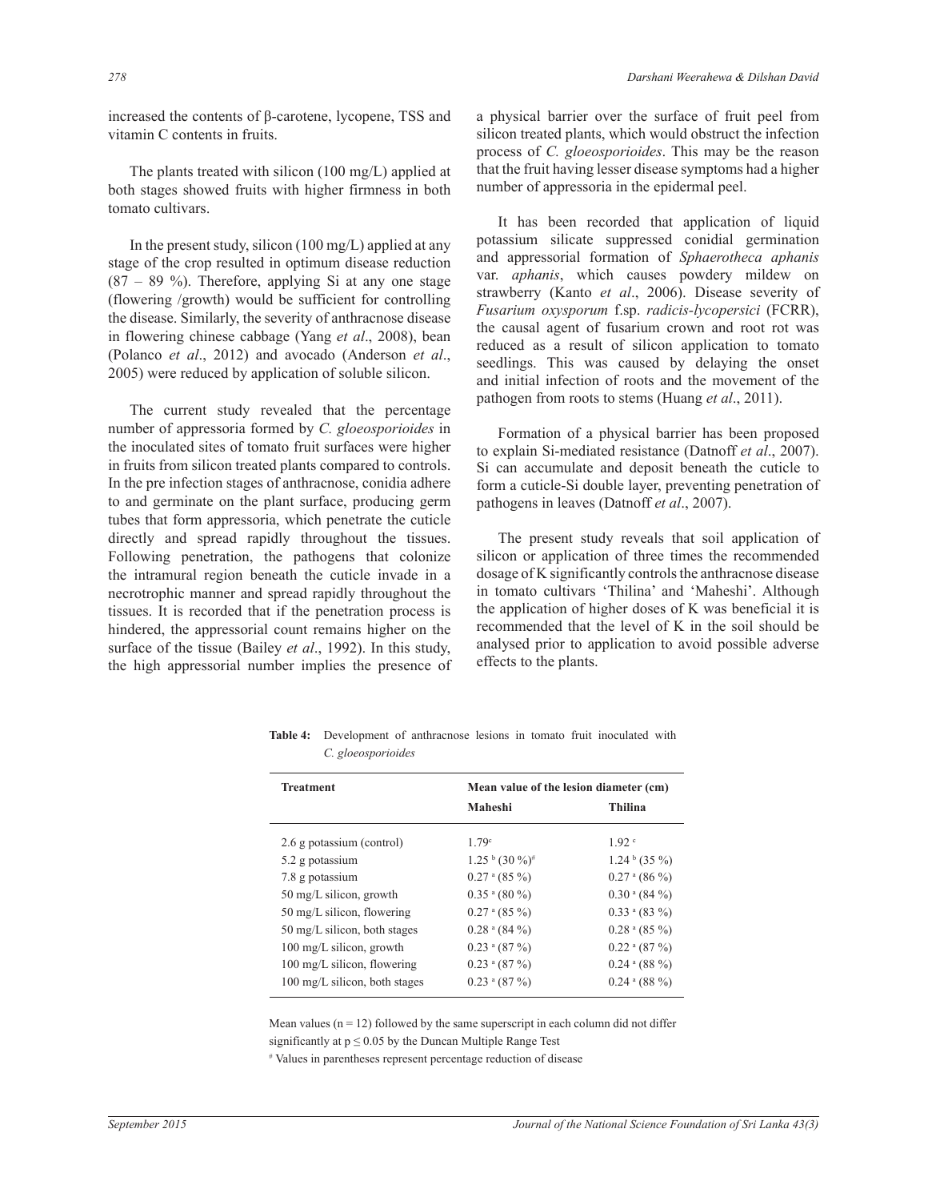increased the contents of β-carotene, lycopene, TSS and vitamin C contents in fruits.

The plants treated with silicon (100 mg/L) applied at both stages showed fruits with higher firmness in both tomato cultivars.

In the present study, silicon (100 mg/L) applied at any stage of the crop resulted in optimum disease reduction (87 – 89 %). Therefore, applying Si at any one stage (flowering /growth) would be sufficient for controlling the disease. Similarly, the severity of anthracnose disease in flowering chinese cabbage (Yang *et al*., 2008), bean (Polanco *et al*., 2012) and avocado (Anderson *et al*., 2005) were reduced by application of soluble silicon.

The current study revealed that the percentage number of appressoria formed by *C. gloeosporioides* in the inoculated sites of tomato fruit surfaces were higher in fruits from silicon treated plants compared to controls. In the pre infection stages of anthracnose, conidia adhere to and germinate on the plant surface, producing germ tubes that form appressoria, which penetrate the cuticle directly and spread rapidly throughout the tissues. Following penetration, the pathogens that colonize the intramural region beneath the cuticle invade in a necrotrophic manner and spread rapidly throughout the tissues. It is recorded that if the penetration process is hindered, the appressorial count remains higher on the surface of the tissue (Bailey *et al*., 1992). In this study, the high appressorial number implies the presence of a physical barrier over the surface of fruit peel from silicon treated plants, which would obstruct the infection process of *C. gloeosporioides*. This may be the reason that the fruit having lesser disease symptoms had a higher number of appressoria in the epidermal peel.

It has been recorded that application of liquid potassium silicate suppressed conidial germination and appressorial formation of *Sphaerotheca aphanis* var. *aphanis*, which causes powdery mildew on strawberry (Kanto *et al*., 2006). Disease severity of *Fusarium oxysporum* f.sp. *radicis-lycopersici* (FCRR), the causal agent of fusarium crown and root rot was reduced as a result of silicon application to tomato seedlings. This was caused by delaying the onset and initial infection of roots and the movement of the pathogen from roots to stems (Huang *et al*., 2011).

Formation of a physical barrier has been proposed to explain Si-mediated resistance (Datnoff *et al*., 2007). Si can accumulate and deposit beneath the cuticle to form a cuticle-Si double layer, preventing penetration of pathogens in leaves (Datnoff *et al*., 2007).

The present study reveals that soil application of silicon or application of three times the recommended dosage of K significantly controls the anthracnose disease in tomato cultivars 'Thilina' and 'Maheshi'. Although the application of higher doses of K was beneficial it is recommended that the level of K in the soil should be analysed prior to application to avoid possible adverse effects to the plants.

**Table 4:** Development of anthracnose lesions in tomato fruit inoculated with *C. gloeosporioides*

| Treatment | Mean value of the lesion diameter (cm) | |
|---|---|---|
| | Maheshi | Thilina |
| 2.6 g potassium (control) | 1.79[c] | 1.92[c] |
| 5.2 g potassium | 1.25[b] (30 %)[#] | 1.24[b] (35 %) |
| 7.8 g potassium | 0.27[a] (85 %) | 0.27[a] (86 %) |
| 50 mg/L silicon, growth | 0.35[a] (80 %) | 0.30[a] (84 %) |
| 50 mg/L silicon, flowering | 0.27[a] (85 %) | 0.33[a] (83 %) |
| 50 mg/L silicon, both stages | 0.28[a] (84 %) | 0.28[a] (85 %) |
| 100 mg/L silicon, growth | 0.23[a] (87 %) | 0.22[a] (87 %) |
| 100 mg/L silicon, flowering | 0.23[a] (87 %) | 0.24[a] (88 %) |
| 100 mg/L silicon, both stages | 0.23[a] (87 %) | 0.24[a] (88 %) |

Mean values ($n = 12$) followed by the same superscript in each column did not differ significantly at $p \leq 0.05$ by the Duncan Multiple Range Test

[#] Values in parentheses represent percentage reduction of disease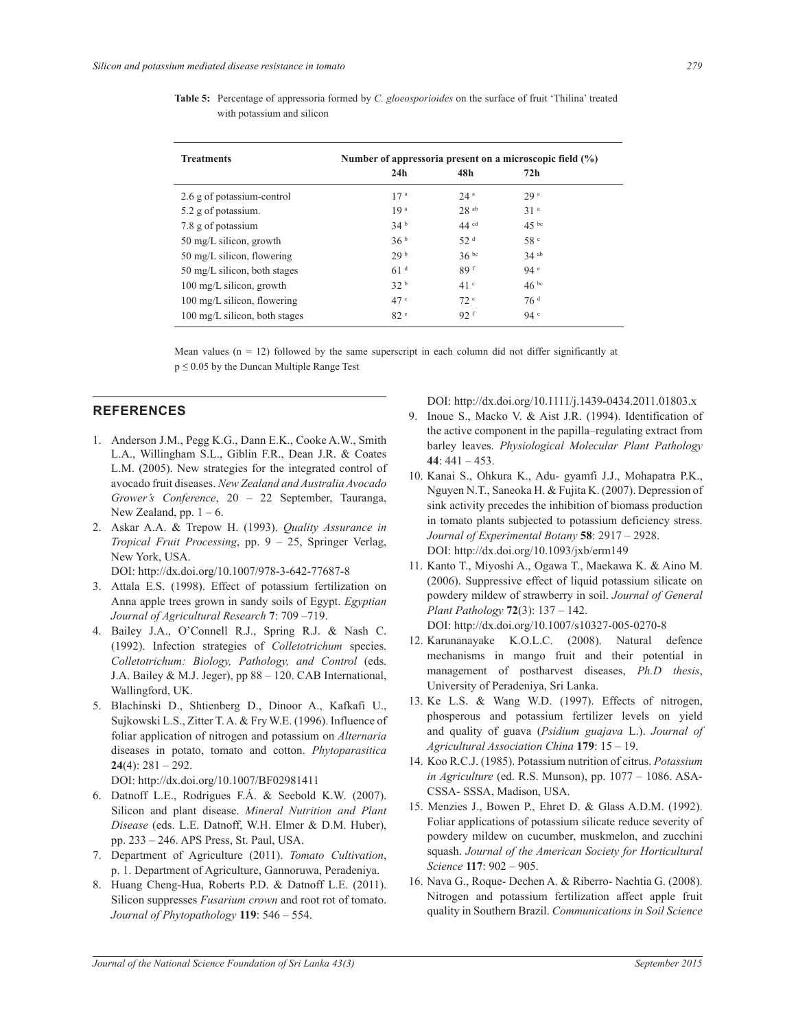**Table 5:** Percentage of appressoria formed by *C. gloeosporioides* on the surface of fruit 'Thilina' treated with potassium and silicon

| Treatments | Number of appressoria present on a microscopic field (%) | | |
|---|---|---|---|
| | 24h | 48h | 72h |
| 2.6 g of potassium-control | 17 [a] | 24 [a] | 29 [a] |
| 5.2 g of potassium. | 19 [a] | 28 [ab] | 31 [a] |
| 7.8 g of potassium | 34 [b] | 44 [cd] | 45 [bc] |
| 50 mg/L silicon, growth | 36 [b] | 52 [d] | 58 [c] |
| 50 mg/L silicon, flowering | 29 [b] | 36 [bc] | 34 [ab] |
| 50 mg/L silicon, both stages | 61 [d] | 89 [f] | 94 [e] |
| 100 mg/L silicon, growth | 32 [b] | 41 [c] | 46 [bc] |
| 100 mg/L silicon, flowering | 47 [c] | 72 [e] | 76 [d] |
| 100 mg/L silicon, both stages | 82 [e] | 92 [f] | 94 [e] |

Mean values (n = 12) followed by the same superscript in each column did not differ significantly at $p \leq 0.05$ by the Duncan Multiple Range Test

## REFERENCES

1. Anderson J.M., Pegg K.G., Dann E.K., Cooke A.W., Smith L.A., Willingham S.L., Giblin F.R., Dean J.R. & Coates L.M. (2005). New strategies for the integrated control of avocado fruit diseases. *New Zealand and Australia Avocado Grower's Conference*, 20 – 22 September, Tauranga, New Zealand, pp. 1 – 6.
2. Askar A.A. & Trepow H. (1993). *Quality Assurance in Tropical Fruit Processing*, pp. 9 – 25, Springer Verlag, New York, USA.
DOI: http://dx.doi.org/10.1007/978-3-642-77687-8
3. Attala E.S. (1998). Effect of potassium fertilization on Anna apple trees grown in sandy soils of Egypt. *Egyptian Journal of Agricultural Research* **7**: 709 –719.
4. Bailey J.A., O'Connell R.J., Spring R.J. & Nash C. (1992). Infection strategies of *Colletotrichum* species. *Colletotrichum: Biology, Pathology, and Control* (eds. J.A. Bailey & M.J. Jeger), pp 88 – 120. CAB International, Wallingford, UK.
5. Blachinski D., Shtienberg D., Dinoor A., Kafkafi U., Sujkowski L.S., Zitter T. A. & Fry W.E. (1996). Influence of foliar application of nitrogen and potassium on *Alternaria* diseases in potato, tomato and cotton. *Phytoparasitica* **24**(4): 281 – 292.
DOI: http://dx.doi.org/10.1007/BF02981411
6. Datnoff L.E., Rodrigues F.Á. & Seebold K.W. (2007). Silicon and plant disease. *Mineral Nutrition and Plant Disease* (eds. L.E. Datnoff, W.H. Elmer & D.M. Huber), pp. 233 – 246. APS Press, St. Paul, USA.
7. Department of Agriculture (2011). *Tomato Cultivation*, p. 1. Department of Agriculture, Gannoruwa, Peradeniya.
8. Huang Cheng-Hua, Roberts P.D. & Datnoff L.E. (2011). Silicon suppresses *Fusarium crown* and root rot of tomato. *Journal of Phytopathology* **119**: 546 – 554.
DOI: http://dx.doi.org/10.1111/j.1439-0434.2011.01803.x
9. Inoue S., Macko V. & Aist J.R. (1994). Identification of the active component in the papilla–regulating extract from barley leaves. *Physiological Molecular Plant Pathology* **44**: 441 – 453.
10. Kanai S., Ohkura K., Adu- gyamfi J.J., Mohapatra P.K., Nguyen N.T., Saneoka H. & Fujita K. (2007). Depression of sink activity precedes the inhibition of biomass production in tomato plants subjected to potassium deficiency stress. *Journal of Experimental Botany* **58**: 2917 – 2928.
DOI: http://dx.doi.org/10.1093/jxb/erm149
11. Kanto T., Miyoshi A., Ogawa T., Maekawa K. & Aino M. (2006). Suppressive effect of liquid potassium silicate on powdery mildew of strawberry in soil. *Journal of General Plant Pathology* **72**(3): 137 – 142.
DOI: http://dx.doi.org/10.1007/s10327-005-0270-8
12. Karunanayake K.O.L.C. (2008). Natural defence mechanisms in mango fruit and their potential in management of postharvest diseases, *Ph.D thesis*, University of Peradeniya, Sri Lanka.
13. Ke L.S. & Wang W.D. (1997). Effects of nitrogen, phosperous and potassium fertilizer levels on yield and quality of guava (*Psidium guajava* L.). *Journal of Agricultural Association China* **179**: 15 – 19.
14. Koo R.C.J. (1985). Potassium nutrition of citrus. *Potassium in Agriculture* (ed. R.S. Munson), pp. 1077 – 1086. ASA-CSSA- SSSA, Madison, USA.
15. Menzies J., Bowen P., Ehret D. & Glass A.D.M. (1992). Foliar applications of potassium silicate reduce severity of powdery mildew on cucumber, muskmelon, and zucchini squash. *Journal of the American Society for Horticultural Science* **117**: 902 – 905.
16. Nava G., Roque- Dechen A. & Riberro- Nachtia G. (2008). Nitrogen and potassium fertilization affect apple fruit quality in Southern Brazil. *Communications in Soil Science*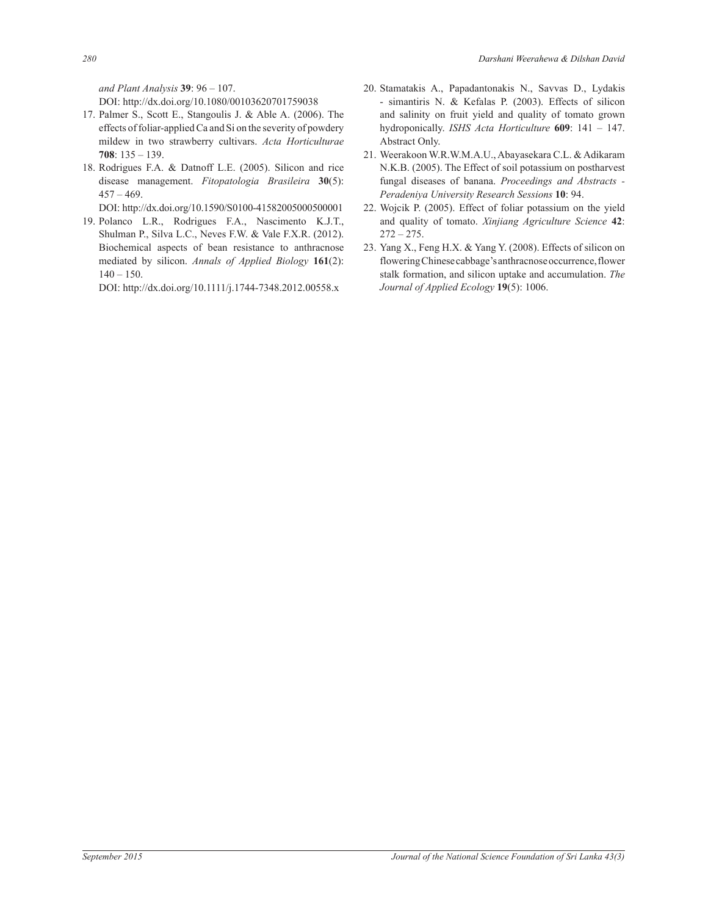*and Plant Analysis* **39**: 96 – 107.
DOI: http://dx.doi.org/10.1080/00103620701759038

17. Palmer S., Scott E., Stangoulis J. & Able A. (2006). The effects of foliar-applied Ca and Si on the severity of powdery mildew in two strawberry cultivars. *Acta Horticulturae* **708**: 135 – 139.
18. Rodrigues F.A. & Datnoff L.E. (2005). Silicon and rice disease management. *Fitopatologia Brasileira* **30**(5): 457 – 469.
DOI: http://dx.doi.org/10.1590/S0100-41582005000500001
19. Polanco L.R., Rodrigues F.A., Nascimento K.J.T., Shulman P., Silva L.C., Neves F.W. & Vale F.X.R. (2012). Biochemical aspects of bean resistance to anthracnose mediated by silicon. *Annals of Applied Biology* **161**(2): 140 – 150.
DOI: http://dx.doi.org/10.1111/j.1744-7348.2012.00558.x
20. Stamatakis A., Papadantonakis N., Savvas D., Lydakis - simantiris N. & Kefalas P. (2003). Effects of silicon and salinity on fruit yield and quality of tomato grown hydroponically. *ISHS Acta Horticulture* **609**: 141 – 147. Abstract Only.
21. Weerakoon W.R.W.M.A.U., Abayasekara C.L. & Adikaram N.K.B. (2005). The Effect of soil potassium on postharvest fungal diseases of banana. *Proceedings and Abstracts - Peradeniya University Research Sessions* **10**: 94.
22. Wojcik P. (2005). Effect of foliar potassium on the yield and quality of tomato. *Xinjiang Agriculture Science* **42**: 272 – 275.
23. Yang X., Feng H.X. & Yang Y. (2008). Effects of silicon on flowering Chinese cabbage's anthracnose occurrence, flower stalk formation, and silicon uptake and accumulation. *The Journal of Applied Ecology* **19**(5): 1006.